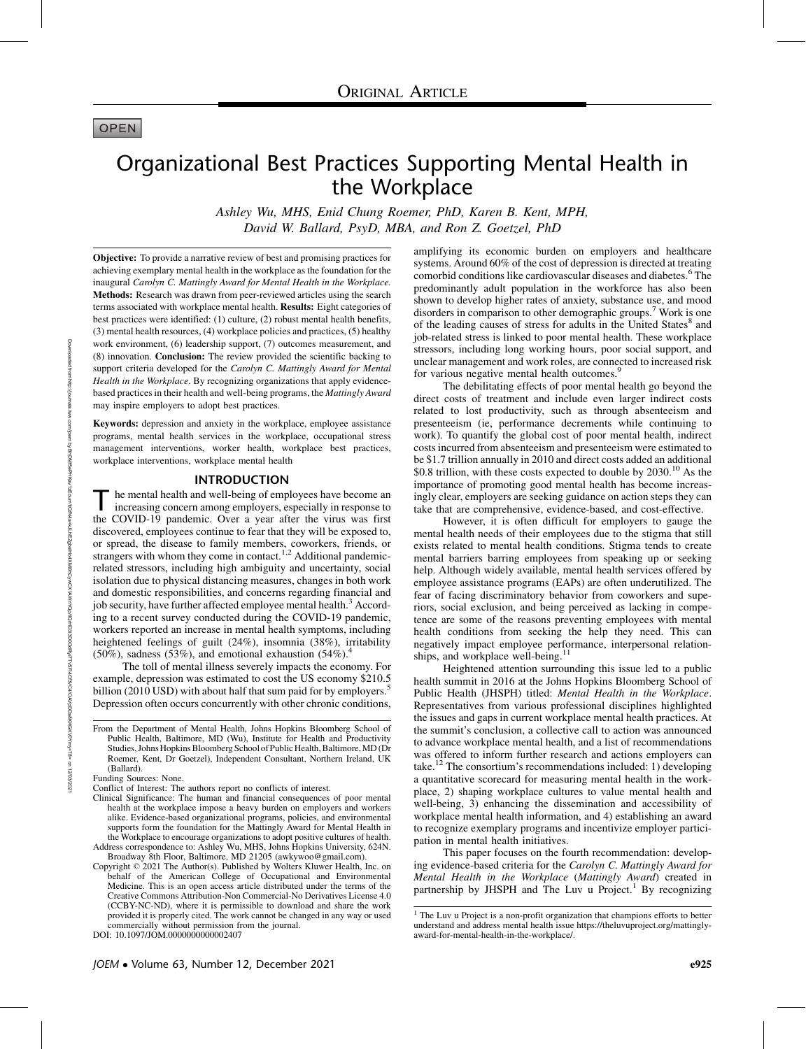ORIGINAL ARTICLE

OPEN

# Organizational Best Practices Supporting Mental Health in the Workplace

*Ashley Wu, MHS, Enid Chung Roemer, PhD, Karen B. Kent, MPH, David W. Ballard, PsyD, MBA, and Ron Z. Goetzel, PhD*

**Objective:** To provide a narrative review of best and promising practices for achieving exemplary mental health in the workplace as the foundation for the inaugural *Carolyn C. Mattingly Award for Mental Health in the Workplace*. **Methods:** Research was drawn from peer-reviewed articles using the search terms associated with workplace mental health. **Results:** Eight categories of best practices were identified: (1) culture, (2) robust mental health benefits, (3) mental health resources, (4) workplace policies and practices, (5) healthy work environment, (6) leadership support, (7) outcomes measurement, and (8) innovation. **Conclusion:** The review provided the scientific backing to support criteria developed for the *Carolyn C. Mattingly Award for Mental Health in the Workplace*. By recognizing organizations that apply evidence-based practices in their health and well-being programs, the *Mattingly Award* may inspire employers to adopt best practices.

**Keywords:** depression and anxiety in the workplace, employee assistance programs, mental health services in the workplace, occupational stress management interventions, worker health, workplace best practices, workplace interventions, workplace mental health

## INTRODUCTION

The mental health and well-being of employees have become an increasing concern among employers, especially in response to the COVID-19 pandemic. Over a year after the virus was first discovered, employees continue to fear that they will be exposed to, or spread, the disease to family members, coworkers, friends, or strangers with whom they come in contact.[1,2] Additional pandemic-related stressors, including high ambiguity and uncertainty, social isolation due to physical distancing measures, changes in both work and domestic responsibilities, and concerns regarding financial and job security, have further affected employee mental health.[3] According to a recent survey conducted during the COVID-19 pandemic, workers reported an increase in mental health symptoms, including heightened feelings of guilt (24%), insomnia (38%), irritability (50%), sadness (53%), and emotional exhaustion (54%).[4]

The toll of mental illness severely impacts the economy. For example, depression was estimated to cost the US economy \$210.5 billion (2010 USD) with about half that sum paid for by employers.[5] Depression often occurs concurrently with other chronic conditions, amplifying its economic burden on employers and healthcare systems. Around 60% of the cost of depression is directed at treating comorbid conditions like cardiovascular diseases and diabetes.[6] The predominantly adult population in the workforce has also been shown to develop higher rates of anxiety, substance use, and mood disorders in comparison to other demographic groups.[7] Work is one of the leading causes of stress for adults in the United States[8] and job-related stress is linked to poor mental health. These workplace stressors, including long working hours, poor social support, and unclear management and work roles, are connected to increased risk for various negative mental health outcomes.[9]

The debilitating effects of poor mental health go beyond the direct costs of treatment and include even larger indirect costs related to lost productivity, such as through absenteeism and presenteeism (ie, performance decrements while continuing to work). To quantify the global cost of poor mental health, indirect costs incurred from absenteeism and presenteeism were estimated to be \$1.7 trillion annually in 2010 and direct costs added an additional \$0.8 trillion, with these costs expected to double by 2030.[10] As the importance of promoting good mental health has become increasingly clear, employers are seeking guidance on action steps they can take that are comprehensive, evidence-based, and cost-effective.

However, it is often difficult for employers to gauge the mental health needs of their employees due to the stigma that still exists related to mental health conditions. Stigma tends to create mental barriers barring employees from speaking up or seeking help. Although widely available, mental health services offered by employee assistance programs (EAPs) are often underutilized. The fear of facing discriminatory behavior from coworkers and superiors, social exclusion, and being perceived as lacking in competence are some of the reasons preventing employees with mental health conditions from seeking the help they need. This can negatively impact employee performance, interpersonal relationships, and workplace well-being.[11]

Heightened attention surrounding this issue led to a public health summit in 2016 at the Johns Hopkins Bloomberg School of Public Health (JHSPH) titled: *Mental Health in the Workplace*. Representatives from various professional disciplines highlighted the issues and gaps in current workplace mental health practices. At the summit's conclusion, a collective call to action was announced to advance workplace mental health, and a list of recommendations was offered to inform further research and actions employers can take.[12] The consortium's recommendations included: 1) developing a quantitative scorecard for measuring mental health in the workplace, 2) shaping workplace cultures to value mental health and well-being, 3) enhancing the dissemination and accessibility of workplace mental health information, and 4) establishing an award to recognize exemplary programs and incentivize employer participation in mental health initiatives.

This paper focuses on the fourth recommendation: developing evidence-based criteria for the *Carolyn C. Mattingly Award for Mental Health in the Workplace* (*Mattingly Award*) created in partnership by JHSPH and The Luv u Project.[1] By recognizing

---

From the Department of Mental Health, Johns Hopkins Bloomberg School of Public Health, Baltimore, MD (Wu), Institute for Health and Productivity Studies, Johns Hopkins Bloomberg School of Public Health, Baltimore, MD (Dr Roemer, Kent, Dr Goetzel), Independent Consultant, Northern Ireland, UK (Ballard).

Funding Sources: None.

Conflict of Interest: The authors report no conflicts of interest.

Clinical Significance: The human and financial consequences of poor mental health at the workplace impose a heavy burden on employers and workers alike. Evidence-based organizational programs, policies, and environmental supports form the foundation for the Mattingly Award for Mental Health in the Workplace to encourage organizations to adopt positive cultures of health.

Address correspondence to: Ashley Wu, MHS, Johns Hopkins University, 624N. Broadway 8th Floor, Baltimore, MD 21205 (awkywoo@gmail.com).

Copyright © 2021 The Author(s). Published by Wolters Kluwer Health, Inc. on behalf of the American College of Occupational and Environmental Medicine. This is an open access article distributed under the terms of the Creative Commons Attribution-Non Commercial-No Derivatives License 4.0 (CCBY-NC-ND), where it is permissible to download and share the work provided it is properly cited. The work cannot be changed in any way or used commercially without permission from the journal.

DOI: 10.1097/JOM.0000000000002407

[1] The Luv u Project is a non-profit organization that champions efforts to better understand and address mental health issue https://theluvuproject.org/mattingly-award-for-mental-health-in-the-workplace/.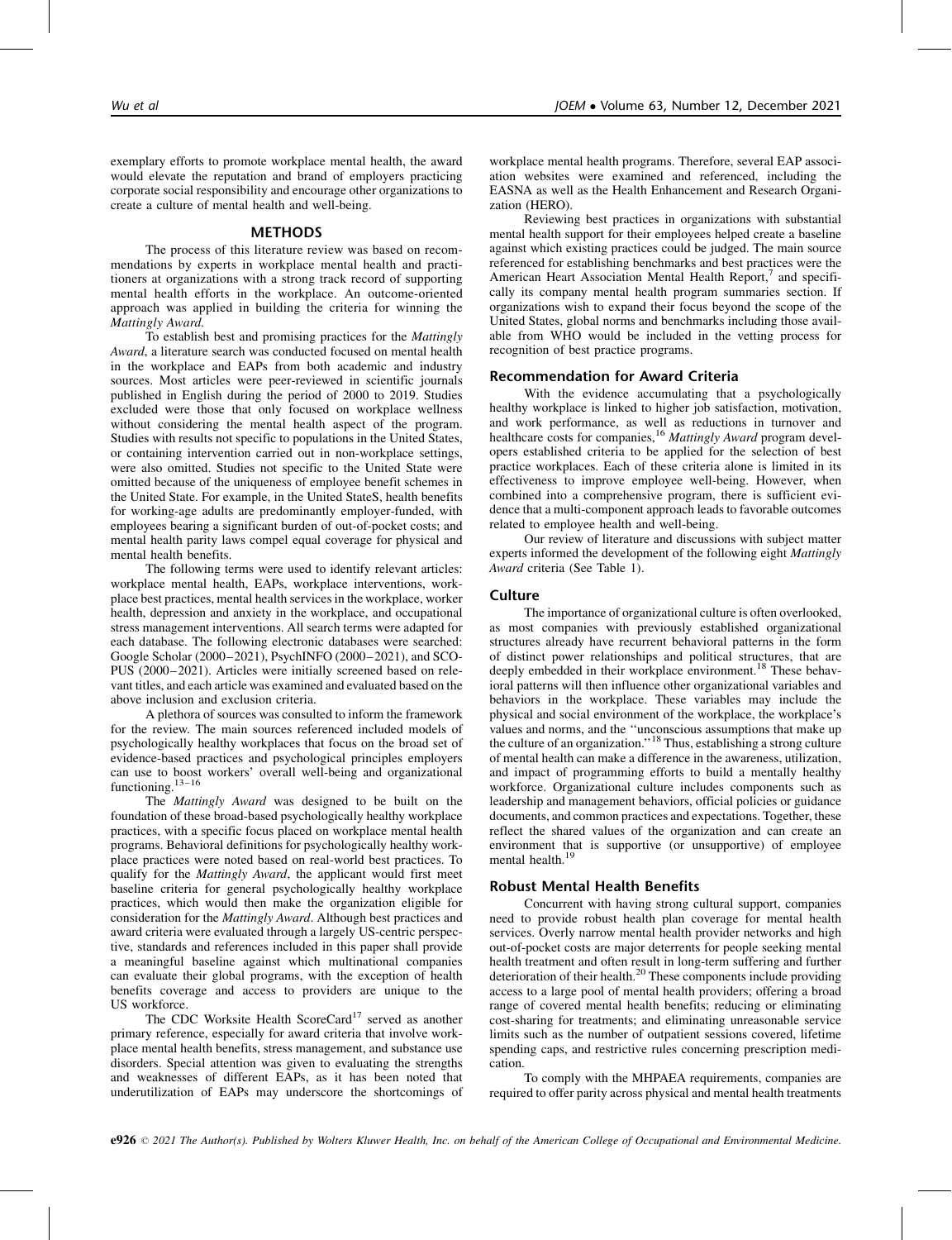exemplary efforts to promote workplace mental health, the award would elevate the reputation and brand of employers practicing corporate social responsibility and encourage other organizations to create a culture of mental health and well-being.

## METHODS

The process of this literature review was based on recommendations by experts in workplace mental health and practitioners at organizations with a strong track record of supporting mental health efforts in the workplace. An outcome-oriented approach was applied in building the criteria for winning the *Mattingly Award.*

To establish best and promising practices for the *Mattingly Award*, a literature search was conducted focused on mental health in the workplace and EAPs from both academic and industry sources. Most articles were peer-reviewed in scientific journals published in English during the period of 2000 to 2019. Studies excluded were those that only focused on workplace wellness without considering the mental health aspect of the program. Studies with results not specific to populations in the United States, or containing intervention carried out in non-workplace settings, were also omitted. Studies not specific to the United State were omitted because of the uniqueness of employee benefit schemes in the United State. For example, in the United StateS, health benefits for working-age adults are predominantly employer-funded, with employees bearing a significant burden of out-of-pocket costs; and mental health parity laws compel equal coverage for physical and mental health benefits.

The following terms were used to identify relevant articles: workplace mental health, EAPs, workplace interventions, workplace best practices, mental health services in the workplace, worker health, depression and anxiety in the workplace, and occupational stress management interventions. All search terms were adapted for each database. The following electronic databases were searched: Google Scholar (2000–2021), PsychINFO (2000–2021), and SCOPUS (2000–2021). Articles were initially screened based on relevant titles, and each article was examined and evaluated based on the above inclusion and exclusion criteria.

A plethora of sources was consulted to inform the framework for the review. The main sources referenced included models of psychologically healthy workplaces that focus on the broad set of evidence-based practices and psychological principles employers can use to boost workers' overall well-being and organizational functioning.[13–16]

The *Mattingly Award* was designed to be built on the foundation of these broad-based psychologically healthy workplace practices, with a specific focus placed on workplace mental health programs. Behavioral definitions for psychologically healthy workplace practices were noted based on real-world best practices. To qualify for the *Mattingly Award*, the applicant would first meet baseline criteria for general psychologically healthy workplace practices, which would then make the organization eligible for consideration for the *Mattingly Award*. Although best practices and award criteria were evaluated through a largely US-centric perspective, standards and references included in this paper shall provide a meaningful baseline against which multinational companies can evaluate their global programs, with the exception of health benefits coverage and access to providers are unique to the US workforce.

The CDC Worksite Health ScoreCard[17] served as another primary reference, especially for award criteria that involve workplace mental health benefits, stress management, and substance use disorders. Special attention was given to evaluating the strengths and weaknesses of different EAPs, as it has been noted that underutilization of EAPs may underscore the shortcomings of workplace mental health programs. Therefore, several EAP association websites were examined and referenced, including the EASNA as well as the Health Enhancement and Research Organization (HERO).

Reviewing best practices in organizations with substantial mental health support for their employees helped create a baseline against which existing practices could be judged. The main source referenced for establishing benchmarks and best practices were the American Heart Association Mental Health Report,[7] and specifically its company mental health program summaries section. If organizations wish to expand their focus beyond the scope of the United States, global norms and benchmarks including those available from WHO would be included in the vetting process for recognition of best practice programs.

### Recommendation for Award Criteria

With the evidence accumulating that a psychologically healthy workplace is linked to higher job satisfaction, motivation, and work performance, as well as reductions in turnover and healthcare costs for companies,[16] *Mattingly Award* program developers established criteria to be applied for the selection of best practice workplaces. Each of these criteria alone is limited in its effectiveness to improve employee well-being. However, when combined into a comprehensive program, there is sufficient evidence that a multi-component approach leads to favorable outcomes related to employee health and well-being.

Our review of literature and discussions with subject matter experts informed the development of the following eight *Mattingly Award* criteria (See Table 1).

### Culture

The importance of organizational culture is often overlooked, as most companies with previously established organizational structures already have recurrent behavioral patterns in the form of distinct power relationships and political structures, that are deeply embedded in their workplace environment.[18] These behavioral patterns will then influence other organizational variables and behaviors in the workplace. These variables may include the physical and social environment of the workplace, the workplace's values and norms, and the "unconscious assumptions that make up the culture of an organization."[18] Thus, establishing a strong culture of mental health can make a difference in the awareness, utilization, and impact of programming efforts to build a mentally healthy workforce. Organizational culture includes components such as leadership and management behaviors, official policies or guidance documents, and common practices and expectations. Together, these reflect the shared values of the organization and can create an environment that is supportive (or unsupportive) of employee mental health.[19]

### Robust Mental Health Benefits

Concurrent with having strong cultural support, companies need to provide robust health plan coverage for mental health services. Overly narrow mental health provider networks and high out-of-pocket costs are major deterrents for people seeking mental health treatment and often result in long-term suffering and further deterioration of their health.[20] These components include providing access to a large pool of mental health providers; offering a broad range of covered mental health benefits; reducing or eliminating cost-sharing for treatments; and eliminating unreasonable service limits such as the number of outpatient sessions covered, lifetime spending caps, and restrictive rules concerning prescription medication.

To comply with the MHPAEA requirements, companies are required to offer parity across physical and mental health treatments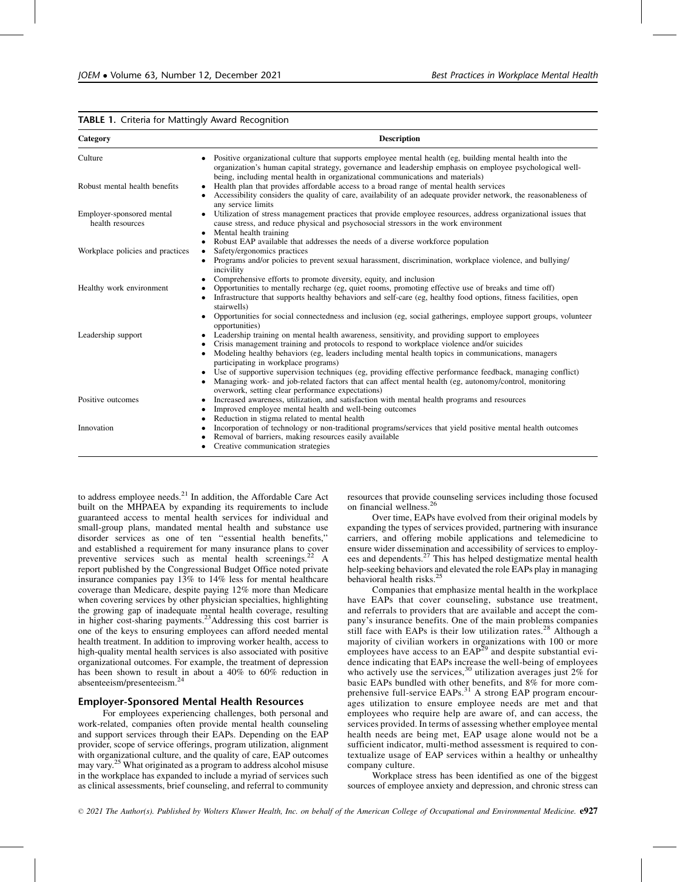**TABLE 1.** Criteria for Mattingly Award Recognition

| Category | Description |
|---|---|
| Culture | • Positive organizational culture that supports employee mental health (eg, building mental health into the organization's human capital strategy, governance and leadership emphasis on employee psychological well-being, including mental health in organizational communications and materials) |
| Robust mental health benefits | • Health plan that provides affordable access to a broad range of mental health services<br>• Accessibility considers the quality of care, availability of an adequate provider network, the reasonableness of any service limits |
| Employer-sponsored mental health resources | • Utilization of stress management practices that provide employee resources, address organizational issues that cause stress, and reduce physical and psychosocial stressors in the work environment<br>• Mental health training<br>• Robust EAP available that addresses the needs of a diverse workforce population |
| Workplace policies and practices | • Safety/ergonomics practices<br>• Programs and/or policies to prevent sexual harassment, discrimination, workplace violence, and bullying/incivility<br>• Comprehensive efforts to promote diversity, equity, and inclusion |
| Healthy work environment | • Opportunities to mentally recharge (eg, quiet rooms, promoting effective use of breaks and time off)<br>• Infrastructure that supports healthy behaviors and self-care (eg, healthy food options, fitness facilities, open stairwells)<br>• Opportunities for social connectedness and inclusion (eg, social gatherings, employee support groups, volunteer opportunities) |
| Leadership support | • Leadership training on mental health awareness, sensitivity, and providing support to employees<br>• Crisis management training and protocols to respond to workplace violence and/or suicides<br>• Modeling healthy behaviors (eg, leaders including mental health topics in communications, managers participating in workplace programs)<br>• Use of supportive supervision techniques (eg, providing effective performance feedback, managing conflict)<br>• Managing work- and job-related factors that can affect mental health (eg, autonomy/control, monitoring overwork, setting clear performance expectations) |
| Positive outcomes | • Increased awareness, utilization, and satisfaction with mental health programs and resources<br>• Improved employee mental health and well-being outcomes<br>• Reduction in stigma related to mental health |
| Innovation | • Incorporation of technology or non-traditional programs/services that yield positive mental health outcomes<br>• Removal of barriers, making resources easily available<br>• Creative communication strategies |

to address employee needs.[21] In addition, the Affordable Care Act built on the MHPAEA by expanding its requirements to include guaranteed access to mental health services for individual and small-group plans, mandated mental health and substance use disorder services as one of ten "essential health benefits," and established a requirement for many insurance plans to cover preventive services such as mental health screenings.[22] A report published by the Congressional Budget Office noted private insurance companies pay 13% to 14% less for mental healthcare coverage than Medicare, despite paying 12% more than Medicare when covering services by other physician specialties, highlighting the growing gap of inadequate mental health coverage, resulting in higher cost-sharing payments.[23] Addressing this cost barrier is one of the keys to ensuring employees can afford needed mental health treatment. In addition to improving worker health, access to high-quality mental health services is also associated with positive organizational outcomes. For example, the treatment of depression has been shown to result in about a 40% to 60% reduction in absenteeism/presenteeism.[24]

## Employer-Sponsored Mental Health Resources

For employees experiencing challenges, both personal and work-related, companies often provide mental health counseling and support services through their EAPs. Depending on the EAP provider, scope of service offerings, program utilization, alignment with organizational culture, and the quality of care, EAP outcomes may vary.[25] What originated as a program to address alcohol misuse in the workplace has expanded to include a myriad of services such as clinical assessments, brief counseling, and referral to community resources that provide counseling services including those focused on financial wellness.[26]

Over time, EAPs have evolved from their original models by expanding the types of services provided, partnering with insurance carriers, and offering mobile applications and telemedicine to ensure wider dissemination and accessibility of services to employees and dependents.[27] This has helped destigmatize mental health help-seeking behaviors and elevated the role EAPs play in managing behavioral health risks.[25]

Companies that emphasize mental health in the workplace have EAPs that cover counseling, substance use treatment, and referrals to providers that are available and accept the company's insurance benefits. One of the main problems companies still face with EAPs is their low utilization rates.[28] Although a majority of civilian workers in organizations with 100 or more employees have access to an EAP[29] and despite substantial evidence indicating that EAPs increase the well-being of employees who actively use the services,[30] utilization averages just 2% for basic EAPs bundled with other benefits, and 8% for more comprehensive full-service EAPs.[31] A strong EAP program encourages utilization to ensure employee needs are met and that employees who require help are aware of, and can access, the services provided. In terms of assessing whether employee mental health needs are being met, EAP usage alone would not be a sufficient indicator, multi-method assessment is required to contextualize usage of EAP services within a healthy or unhealthy company culture.

Workplace stress has been identified as one of the biggest sources of employee anxiety and depression, and chronic stress can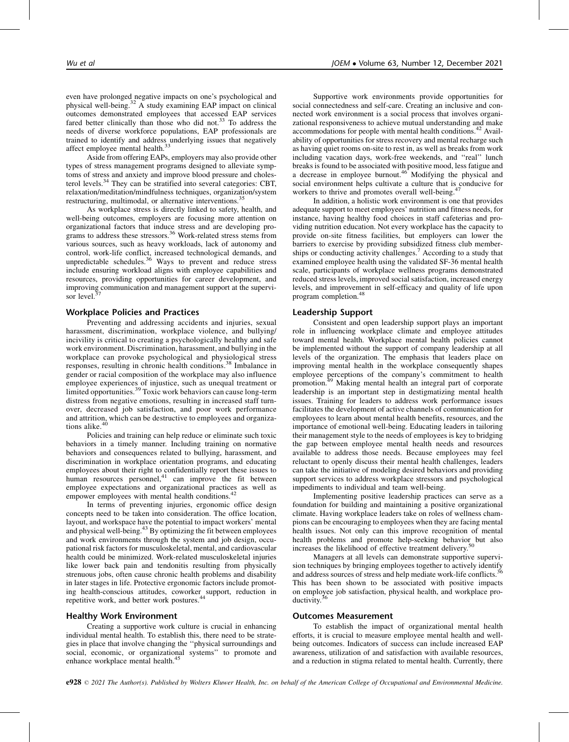even have prolonged negative impacts on one's psychological and physical well-being.[32] A study examining EAP impact on clinical outcomes demonstrated employees that accessed EAP services fared better clinically than those who did not.[33] To address the needs of diverse workforce populations, EAP professionals are trained to identify and address underlying issues that negatively affect employee mental health.[33]

Aside from offering EAPs, employers may also provide other types of stress management programs designed to alleviate symptoms of stress and anxiety and improve blood pressure and cholesterol levels.[34] They can be stratified into several categories: CBT, relaxation/meditation/mindfulness techniques, organization/system restructuring, multimodal, or alternative interventions.[35]

As workplace stress is directly linked to safety, health, and well-being outcomes, employers are focusing more attention on organizational factors that induce stress and are developing programs to address these stressors.[36] Work-related stress stems from various sources, such as heavy workloads, lack of autonomy and control, work-life conflict, increased technological demands, and unpredictable schedules.[36] Ways to prevent and reduce stress include ensuring workload aligns with employee capabilities and resources, providing opportunities for career development, and improving communication and management support at the supervisor level.[37]

## Workplace Policies and Practices

Preventing and addressing accidents and injuries, sexual harassment, discrimination, workplace violence, and bullying/incivility is critical to creating a psychologically healthy and safe work environment. Discrimination, harassment, and bullying in the workplace can provoke psychological and physiological stress responses, resulting in chronic health conditions.[38] Imbalance in gender or racial composition of the workplace may also influence employee experiences of injustice, such as unequal treatment or limited opportunities.[39] Toxic work behaviors can cause long-term distress from negative emotions, resulting in increased staff turnover, decreased job satisfaction, and poor work performance and attrition, which can be destructive to employees and organizations alike.[40]

Policies and training can help reduce or eliminate such toxic behaviors in a timely manner. Including training on normative behaviors and consequences related to bullying, harassment, and discrimination in workplace orientation programs, and educating employees about their right to confidentially report these issues to human resources personnel,[41] can improve the fit between employee expectations and organizational practices as well as empower employees with mental health conditions.[42]

In terms of preventing injuries, ergonomic office design concepts need to be taken into consideration. The office location, layout, and workspace have the potential to impact workers' mental and physical well-being.[43] By optimizing the fit between employees and work environments through the system and job design, occupational risk factors for musculoskeletal, mental, and cardiovascular health could be minimized. Work-related musculoskeletal injuries like lower back pain and tendonitis resulting from physically strenuous jobs, often cause chronic health problems and disability in later stages in life. Protective ergonomic factors include promoting health-conscious attitudes, coworker support, reduction in repetitive work, and better work postures.[44]

## Healthy Work Environment

Creating a supportive work culture is crucial in enhancing individual mental health. To establish this, there need to be strategies in place that involve changing the "physical surroundings and social, economic, or organizational systems" to promote and enhance workplace mental health.[45]

Supportive work environments provide opportunities for social connectedness and self-care. Creating an inclusive and connected work environment is a social process that involves organizational responsiveness to achieve mutual understanding and make accommodations for people with mental health conditions.[42] Availability of opportunities for stress recovery and mental recharge such as having quiet rooms on-site to rest in, as well as breaks from work including vacation days, work-free weekends, and "real" lunch breaks is found to be associated with positive mood, less fatigue and a decrease in employee burnout.[46] Modifying the physical and social environment helps cultivate a culture that is conducive for workers to thrive and promotes overall well-being.[47]

In addition, a holistic work environment is one that provides adequate support to meet employees' nutrition and fitness needs, for instance, having healthy food choices in staff cafeterias and providing nutrition education. Not every workplace has the capacity to provide on-site fitness facilities, but employers can lower the barriers to exercise by providing subsidized fitness club memberships or conducting activity challenges.[7] According to a study that examined employee health using the validated SF-36 mental health scale, participants of workplace wellness programs demonstrated reduced stress levels, improved social satisfaction, increased energy levels, and improvement in self-efficacy and quality of life upon program completion.[48]

## Leadership Support

Consistent and open leadership support plays an important role in influencing workplace climate and employee attitudes toward mental health. Workplace mental health policies cannot be implemented without the support of company leadership at all levels of the organization. The emphasis that leaders place on improving mental health in the workplace consequently shapes employee perceptions of the company's commitment to health promotion.[49] Making mental health an integral part of corporate leadership is an important step in destigmatizing mental health issues. Training for leaders to address work performance issues facilitates the development of active channels of communication for employees to learn about mental health benefits, resources, and the importance of emotional well-being. Educating leaders in tailoring their management style to the needs of employees is key to bridging the gap between employee mental health needs and resources available to address those needs. Because employees may feel reluctant to openly discuss their mental health challenges, leaders can take the initiative of modeling desired behaviors and providing support services to address workplace stressors and psychological impediments to individual and team well-being.

Implementing positive leadership practices can serve as a foundation for building and maintaining a positive organizational climate. Having workplace leaders take on roles of wellness champions can be encouraging to employees when they are facing mental health issues. Not only can this improve recognition of mental health problems and promote help-seeking behavior but also increases the likelihood of effective treatment delivery.[50]

Managers at all levels can demonstrate supportive supervision techniques by bringing employees together to actively identify and address sources of stress and help mediate work-life conflicts.[36] This has been shown to be associated with positive impacts on employee job satisfaction, physical health, and workplace productivity.[36]

## Outcomes Measurement

To establish the impact of organizational mental health efforts, it is crucial to measure employee mental health and well-being outcomes. Indicators of success can include increased EAP awareness, utilization of and satisfaction with available resources, and a reduction in stigma related to mental health. Currently, there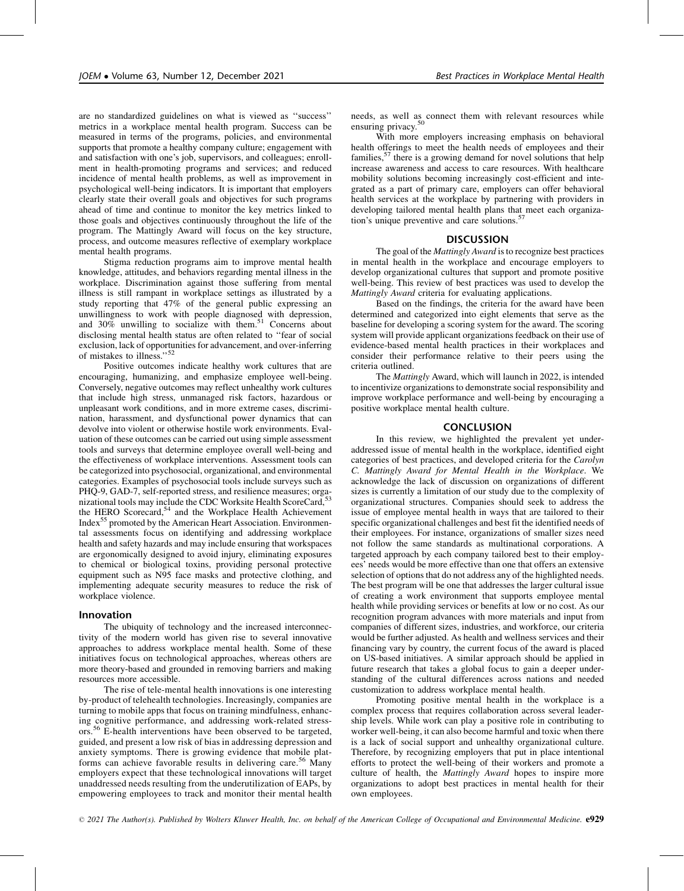are no standardized guidelines on what is viewed as ''success'' metrics in a workplace mental health program. Success can be measured in terms of the programs, policies, and environmental supports that promote a healthy company culture; engagement with and satisfaction with one's job, supervisors, and colleagues; enrollment in health-promoting programs and services; and reduced incidence of mental health problems, as well as improvement in psychological well-being indicators. It is important that employers clearly state their overall goals and objectives for such programs ahead of time and continue to monitor the key metrics linked to those goals and objectives continuously throughout the life of the program. The Mattingly Award will focus on the key structure, process, and outcome measures reflective of exemplary workplace mental health programs.

Stigma reduction programs aim to improve mental health knowledge, attitudes, and behaviors regarding mental illness in the workplace. Discrimination against those suffering from mental illness is still rampant in workplace settings as illustrated by a study reporting that 47% of the general public expressing an unwillingness to work with people diagnosed with depression, and 30% unwilling to socialize with them.[51] Concerns about disclosing mental health status are often related to ''fear of social exclusion, lack of opportunities for advancement, and over-inferring of mistakes to illness.''[52]

Positive outcomes indicate healthy work cultures that are encouraging, humanizing, and emphasize employee well-being. Conversely, negative outcomes may reflect unhealthy work cultures that include high stress, unmanaged risk factors, hazardous or unpleasant work conditions, and in more extreme cases, discrimination, harassment, and dysfunctional power dynamics that can devolve into violent or otherwise hostile work environments. Evaluation of these outcomes can be carried out using simple assessment tools and surveys that determine employee overall well-being and the effectiveness of workplace interventions. Assessment tools can be categorized into psychosocial, organizational, and environmental categories. Examples of psychosocial tools include surveys such as PHQ-9, GAD-7, self-reported stress, and resilience measures; organizational tools may include the CDC Worksite Health ScoreCard,[53] the HERO Scorecard,[54] and the Workplace Health Achievement Index[55] promoted by the American Heart Association. Environmental assessments focus on identifying and addressing workplace health and safety hazards and may include ensuring that workspaces are ergonomically designed to avoid injury, eliminating exposures to chemical or biological toxins, providing personal protective equipment such as N95 face masks and protective clothing, and implementing adequate security measures to reduce the risk of workplace violence.

### Innovation

The ubiquity of technology and the increased interconnectivity of the modern world has given rise to several innovative approaches to address workplace mental health. Some of these initiatives focus on technological approaches, whereas others are more theory-based and grounded in removing barriers and making resources more accessible.

The rise of tele-mental health innovations is one interesting by-product of telehealth technologies. Increasingly, companies are turning to mobile apps that focus on training mindfulness, enhancing cognitive performance, and addressing work-related stressors.[56] E-health interventions have been observed to be targeted, guided, and present a low risk of bias in addressing depression and anxiety symptoms. There is growing evidence that mobile platforms can achieve favorable results in delivering care.[56] Many employers expect that these technological innovations will target unaddressed needs resulting from the underutilization of EAPs, by empowering employees to track and monitor their mental health needs, as well as connect them with relevant resources while ensuring privacy.[50]

With more employers increasing emphasis on behavioral health offerings to meet the health needs of employees and their families,[57] there is a growing demand for novel solutions that help increase awareness and access to care resources. With healthcare mobility solutions becoming increasingly cost-efficient and integrated as a part of primary care, employers can offer behavioral health services at the workplace by partnering with providers in developing tailored mental health plans that meet each organization's unique preventive and care solutions.[57]

## DISCUSSION

The goal of the *Mattingly Award* is to recognize best practices in mental health in the workplace and encourage employers to develop organizational cultures that support and promote positive well-being. This review of best practices was used to develop the *Mattingly Award* criteria for evaluating applications.

Based on the findings, the criteria for the award have been determined and categorized into eight elements that serve as the baseline for developing a scoring system for the award. The scoring system will provide applicant organizations feedback on their use of evidence-based mental health practices in their workplaces and consider their performance relative to their peers using the criteria outlined.

The *Mattingly* Award, which will launch in 2022, is intended to incentivize organizations to demonstrate social responsibility and improve workplace performance and well-being by encouraging a positive workplace mental health culture.

## CONCLUSION

In this review, we highlighted the prevalent yet under-addressed issue of mental health in the workplace, identified eight categories of best practices, and developed criteria for the *Carolyn C. Mattingly Award for Mental Health in the Workplace*. We acknowledge the lack of discussion on organizations of different sizes is currently a limitation of our study due to the complexity of organizational structures. Companies should seek to address the issue of employee mental health in ways that are tailored to their specific organizational challenges and best fit the identified needs of their employees. For instance, organizations of smaller sizes need not follow the same standards as multinational corporations. A targeted approach by each company tailored best to their employees' needs would be more effective than one that offers an extensive selection of options that do not address any of the highlighted needs. The best program will be one that addresses the larger cultural issue of creating a work environment that supports employee mental health while providing services or benefits at low or no cost. As our recognition program advances with more materials and input from companies of different sizes, industries, and workforce, our criteria would be further adjusted. As health and wellness services and their financing vary by country, the current focus of the award is placed on US-based initiatives. A similar approach should be applied in future research that takes a global focus to gain a deeper understanding of the cultural differences across nations and needed customization to address workplace mental health.

Promoting positive mental health in the workplace is a complex process that requires collaboration across several leadership levels. While work can play a positive role in contributing to worker well-being, it can also become harmful and toxic when there is a lack of social support and unhealthy organizational culture. Therefore, by recognizing employers that put in place intentional efforts to protect the well-being of their workers and promote a culture of health, the *Mattingly Award* hopes to inspire more organizations to adopt best practices in mental health for their own employees.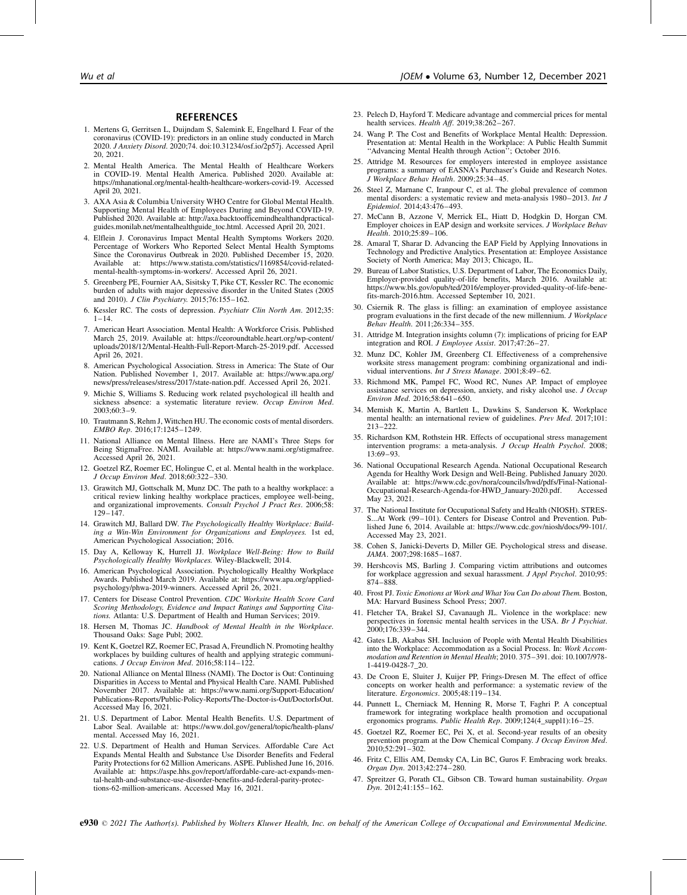## REFERENCES

1. Mertens G, Gerritsen L, Duijndam S, Salemink E, Engelhard I. Fear of the coronavirus (COVID-19): predictors in an online study conducted in March 2020. *J Anxiety Disord*. 2020;74. doi:10.31234/osf.io/2p57j. Accessed April 20, 2021.
2. Mental Health America. The Mental Health of Healthcare Workers in COVID-19. Mental Health America. Published 2020. Available at: https://mhanational.org/mental-health-healthcare-workers-covid-19. Accessed April 20, 2021.
3. AXA Asia & Columbia University WHO Centre for Global Mental Health. Supporting Mental Health of Employees During and Beyond COVID-19. Published 2020. Available at: http://axa.backtoofficemindhealthandpractical-guides.monilab.net/mentalhealthguide_toc.html. Accessed April 20, 2021.
4. Elflein J. Coronavirus Impact Mental Health Symptoms Workers 2020. Percentage of Workers Who Reported Select Mental Health Symptoms Since the Coronavirus Outbreak in 2020. Published December 15, 2020. Available at: https://www.statista.com/statistics/1169854/covid-related-mental-health-symptoms-in-workers/. Accessed April 26, 2021.
5. Greenberg PE, Fournier AA, Sisitsky T, Pike CT, Kessler RC. The economic burden of adults with major depressive disorder in the United States (2005 and 2010). *J Clin Psychiatry*. 2015;76:155–162.
6. Kessler RC. The costs of depression. *Psychiatr Clin North Am*. 2012;35: 1–14.
7. American Heart Association. Mental Health: A Workforce Crisis. Published March 25, 2019. Available at: https://ceoroundtable.heart.org/wp-content/uploads/2018/12/Mental-Health-Full-Report-March-25-2019.pdf. Accessed April 26, 2021.
8. American Psychological Association. Stress in America: The State of Our Nation. Published November 1, 2017. Available at: https://www.apa.org/news/press/releases/stress/2017/state-nation.pdf. Accessed April 26, 2021.
9. Michie S, Williams S. Reducing work related psychological ill health and sickness absence: a systematic literature review. *Occup Environ Med*. 2003;60:3–9.
10. Trautmann S, Rehm J, Wittchen HU. The economic costs of mental disorders. *EMBO Rep*. 2016;17:1245–1249.
11. National Alliance on Mental Illness. Here are NAMI's Three Steps for Being StigmaFree. NAMI. Available at: https://www.nami.org/stigmafree. Accessed April 26, 2021.
12. Goetzel RZ, Roemer EC, Holingue C, et al. Mental health in the workplace. *J Occup Environ Med*. 2018;60:322–330.
13. Grawitch MJ, Gottschalk M, Munz DC. The path to a healthy workplace: a critical review linking healthy workplace practices, employee well-being, and organizational improvements. *Consult Psychol J Pract Res*. 2006;58: 129–147.
14. Grawitch MJ, Ballard DW. *The Psychologically Healthy Workplace: Building a Win-Win Environment for Organizations and Employees.* 1st ed, American Psychological Association; 2016.
15. Day A, Kelloway K, Hurrell JJ. *Workplace Well-Being: How to Build Psychologically Healthy Workplaces.* Wiley-Blackwell; 2014.
16. American Psychological Association. Psychologically Healthy Workplace Awards. Published March 2019. Available at: https://www.apa.org/applied-psychology/phwa-2019-winners. Accessed April 26, 2021.
17. Centers for Disease Control Prevention. *CDC Worksite Health Score Card Scoring Methodology, Evidence and Impact Ratings and Supporting Citations.* Atlanta: U.S. Department of Health and Human Services; 2019.
18. Hersen M, Thomas JC. *Handbook of Mental Health in the Workplace.* Thousand Oaks: Sage Publ; 2002.
19. Kent K, Goetzel RZ, Roemer EC, Prasad A, Freundlich N. Promoting healthy workplaces by building cultures of health and applying strategic communications. *J Occup Environ Med*. 2016;58:114–122.
20. National Alliance on Mental Illness (NAMI). The Doctor is Out: Continuing Disparities in Access to Mental and Physical Health Care. NAMI. Published November 2017. Available at: https://www.nami.org/Support-Education/Publications-Reports/Public-Policy-Reports/The-Doctor-is-Out/DoctorIsOut. Accessed May 16, 2021.
21. U.S. Department of Labor. Mental Health Benefits. U.S. Department of Labor Seal. Available at: https://www.dol.gov/general/topic/health-plans/mental. Accessed May 16, 2021.
22. U.S. Department of Health and Human Services. Affordable Care Act Expands Mental Health and Substance Use Disorder Benefits and Federal Parity Protections for 62 Million Americans. ASPE. Published June 16, 2016. Available at: https://aspe.hhs.gov/report/affordable-care-act-expands-mental-health-and-substance-use-disorder-benefits-and-federal-parity-protections-62-million-americans. Accessed May 16, 2021.
23. Pelech D, Hayford T. Medicare advantage and commercial prices for mental health services. *Health Aff*. 2019;38:262–267.
24. Wang P. The Cost and Benefits of Workplace Mental Health: Depression. Presentation at: Mental Health in the Workplace: A Public Health Summit "Advancing Mental Health through Action"; October 2016.
25. Attridge M. Resources for employers interested in employee assistance programs: a summary of EASNA's Purchaser's Guide and Research Notes. *J Workplace Behav Health*. 2009;25:34–45.
26. Steel Z, Marnane C, Iranpour C, et al. The global prevalence of common mental disorders: a systematic review and meta-analysis 1980–2013. *Int J Epidemiol*. 2014;43:476–493.
27. McCann B, Azzone V, Merrick EL, Hiatt D, Hodgkin D, Horgan CM. Employer choices in EAP design and worksite services. *J Workplace Behav Health*. 2010;25:89–106.
28. Amaral T, Sharar D. Advancing the EAP Field by Applying Innovations in Technology and Predictive Analytics. Presentation at: Employee Assistance Society of North America; May 2013; Chicago, IL.
29. Bureau of Labor Statistics, U.S. Department of Labor, The Economics Daily, Employer-provided quality-of-life benefits, March 2016. Available at: https://www.bls.gov/opub/ted/2016/employer-provided-quality-of-life-benefits-march-2016.htm. Accessed September 10, 2021.
30. Csiernik R. The glass is filling: an examination of employee assistance program evaluations in the first decade of the new millennium. *J Workplace Behav Health*. 2011;26:334–355.
31. Attridge M. Integration insights column (7): implications of pricing for EAP integration and ROI. *J Employee Assist*. 2017;47:26–27.
32. Munz DC, Kohler JM, Greenberg CI. Effectiveness of a comprehensive worksite stress management program: combining organizational and individual interventions. *Int J Stress Manage*. 2001;8:49–62.
33. Richmond MK, Pampel FC, Wood RC, Nunes AP. Impact of employee assistance services on depression, anxiety, and risky alcohol use. *J Occup Environ Med*. 2016;58:641–650.
34. Memish K, Martin A, Bartlett L, Dawkins S, Sanderson K. Workplace mental health: an international review of guidelines. *Prev Med*. 2017;101: 213–222.
35. Richardson KM, Rothstein HR. Effects of occupational stress management intervention programs: a meta-analysis. *J Occup Health Psychol*. 2008; 13:69–93.
36. National Occupational Research Agenda. National Occupational Research Agenda for Healthy Work Design and Well-Being. Published January 2020. Available at: https://www.cdc.gov/nora/councils/hwd/pdfs/Final-National-Occupational-Research-Agenda-for-HWD_January-2020.pdf. Accessed May 23, 2021.
37. The National Institute for Occupational Safety and Health (NIOSH). STRESS...At Work (99–101). Centers for Disease Control and Prevention. Published June 6, 2014. Available at: https://www.cdc.gov/niosh/docs/99-101/. Accessed May 23, 2021.
38. Cohen S, Janicki-Deverts D, Miller GE. Psychological stress and disease. *JAMA*. 2007;298:1685–1687.
39. Hershcovis MS, Barling J. Comparing victim attributions and outcomes for workplace aggression and sexual harassment. *J Appl Psychol*. 2010;95: 874–888.
40. Frost PJ. *Toxic Emotions at Work and What You Can Do about Them.* Boston, MA: Harvard Business School Press; 2007.
41. Fletcher TA, Brakel SJ, Cavanaugh JL. Violence in the workplace: new perspectives in forensic mental health services in the USA. *Br J Psychiat*. 2000;176:339–344.
42. Gates LB, Akabas SH. Inclusion of People with Mental Health Disabilities into the Workplace: Accommodation as a Social Process. In: *Work Accommodation and Retention in Mental Health*; 2010. 375–391. doi: 10.1007/978-1-4419-0428-7_20.
43. De Croon E, Sluiter J, Kuijer PP, Frings-Dresen M. The effect of office concepts on worker health and performance: a systematic review of the literature. *Ergonomics*. 2005;48:119–134.
44. Punnett L, Cherniack M, Henning R, Morse T, Faghri P. A conceptual framework for integrating workplace health promotion and occupational ergonomics programs. *Public Health Rep*. 2009;124(4_suppl1):16–25.
45. Goetzel RZ, Roemer EC, Pei X, et al. Second-year results of an obesity prevention program at the Dow Chemical Company. *J Occup Environ Med*. 2010;52:291–302.
46. Fritz C, Ellis AM, Demsky CA, Lin BC, Guros F. Embracing work breaks. *Organ Dyn*. 2013;42:274–280.
47. Spreitzer G, Porath CL, Gibson CB. Toward human sustainability. *Organ Dyn*. 2012;41:155–162.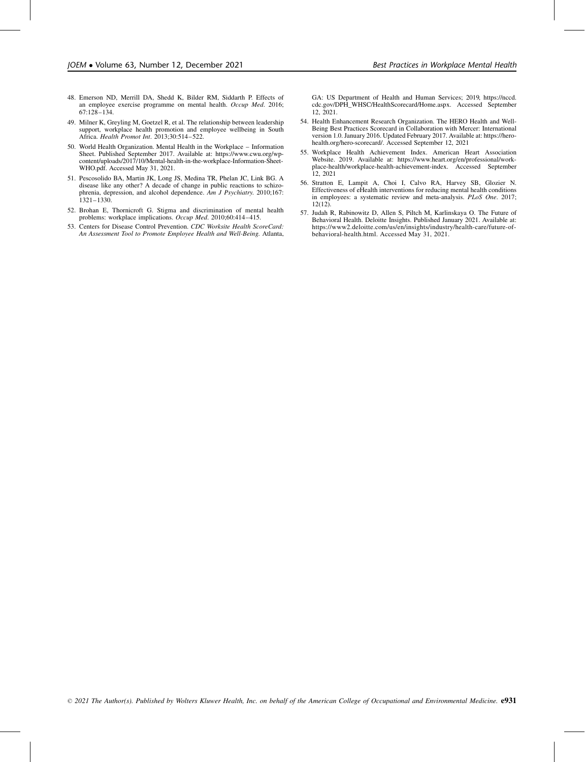48. Emerson ND, Merrill DA, Shedd K, Bilder RM, Siddarth P. Effects of an employee exercise programme on mental health. *Occup Med*. 2016; 67:128–134.
49. Milner K, Greyling M, Goetzel R, et al. The relationship between leadership support, workplace health promotion and employee wellbeing in South Africa. *Health Promot Int*. 2013;30:514–522.
50. World Health Organization. Mental Health in the Workplace – Information Sheet. Published September 2017. Available at: https://www.cwu.org/wp-content/uploads/2017/10/Mental-health-in-the-workplace-Information-Sheet-WHO.pdf. Accessed May 31, 2021.
51. Pescosolido BA, Martin JK, Long JS, Medina TR, Phelan JC, Link BG. A disease like any other? A decade of change in public reactions to schizophrenia, depression, and alcohol dependence. *Am J Psychiatry.* 2010;167: 1321–1330.
52. Brohan E, Thornicroft G. Stigma and discrimination of mental health problems: workplace implications. *Occup Med*. 2010;60:414–415.
53. Centers for Disease Control Prevention. *CDC Worksite Health ScoreCard: An Assessment Tool to Promote Employee Health and Well-Being.* Atlanta, GA: US Department of Health and Human Services; 2019, https://nccd.cdc.gov/DPH_WHSC/HealthScorecard/Home.aspx. Accessed September 12, 2021.
54. Health Enhancement Research Organization. The HERO Health and Well-Being Best Practices Scorecard in Collaboration with Mercer: International version 1.0. January 2016. Updated February 2017. Available at: https://hero-health.org/hero-scorecard/. Accessed September 12, 2021
55. Workplace Health Achievement Index. American Heart Association Website. 2019. Available at: https://www.heart.org/en/professional/workplace-health/workplace-health-achievement-index. Accessed September 12, 2021
56. Stratton E, Lampit A, Choi I, Calvo RA, Harvey SB, Glozier N. Effectiveness of eHealth interventions for reducing mental health conditions in employees: a systematic review and meta-analysis. *PLoS One*. 2017; 12(12).
57. Judah R, Rabinowitz D, Allen S, Piltch M, Karlinskaya O. The Future of Behavioral Health. Deloitte Insights. Published January 2021. Available at: https://www2.deloitte.com/us/en/insights/industry/health-care/future-of-behavioral-health.html. Accessed May 31, 2021.